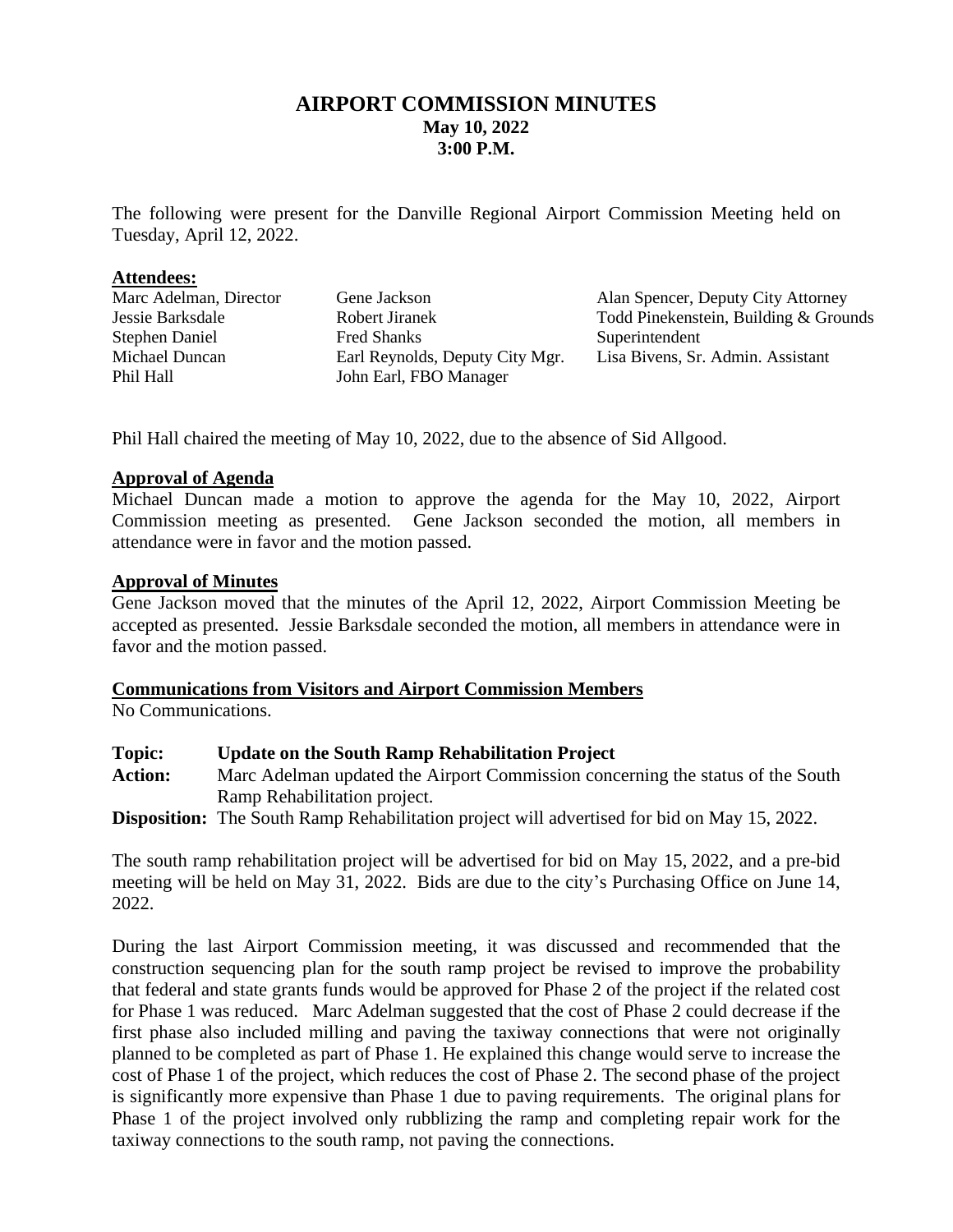# AIRPORT COMMISSION MINUTES

**May 10, 2022**
**3:00 P.M.**

The following were present for the Danville Regional Airport Commission Meeting held on Tuesday, April 12, 2022.

**Attendees:**

| | | |
|---|---|---|
| Marc Adelman, Director | Gene Jackson | Alan Spencer, Deputy City Attorney |
| Jessie Barksdale | Robert Jiranek | Todd Pinekenstein, Building & Grounds Superintendent |
| Stephen Daniel | Fred Shanks | Lisa Bivens, Sr. Admin. Assistant |
| Michael Duncan | Earl Reynolds, Deputy City Mgr. | |
| Phil Hall | John Earl, FBO Manager | |

Phil Hall chaired the meeting of May 10, 2022, due to the absence of Sid Allgood.

**Approval of Agenda**

Michael Duncan made a motion to approve the agenda for the May 10, 2022, Airport Commission meeting as presented. Gene Jackson seconded the motion, all members in attendance were in favor and the motion passed.

**Approval of Minutes**

Gene Jackson moved that the minutes of the April 12, 2022, Airport Commission Meeting be accepted as presented. Jessie Barksdale seconded the motion, all members in attendance were in favor and the motion passed.

**Communications from Visitors and Airport Commission Members**

No Communications.

**Topic:** **Update on the South Ramp Rehabilitation Project**

**Action:** Marc Adelman updated the Airport Commission concerning the status of the South Ramp Rehabilitation project.

**Disposition:** The South Ramp Rehabilitation project will advertised for bid on May 15, 2022.

The south ramp rehabilitation project will be advertised for bid on May 15, 2022, and a pre-bid meeting will be held on May 31, 2022. Bids are due to the city's Purchasing Office on June 14, 2022.

During the last Airport Commission meeting, it was discussed and recommended that the construction sequencing plan for the south ramp project be revised to improve the probability that federal and state grants funds would be approved for Phase 2 of the project if the related cost for Phase 1 was reduced. Marc Adelman suggested that the cost of Phase 2 could decrease if the first phase also included milling and paving the taxiway connections that were not originally planned to be completed as part of Phase 1. He explained this change would serve to increase the cost of Phase 1 of the project, which reduces the cost of Phase 2. The second phase of the project is significantly more expensive than Phase 1 due to paving requirements. The original plans for Phase 1 of the project involved only rubblizing the ramp and completing repair work for the taxiway connections to the south ramp, not paving the connections.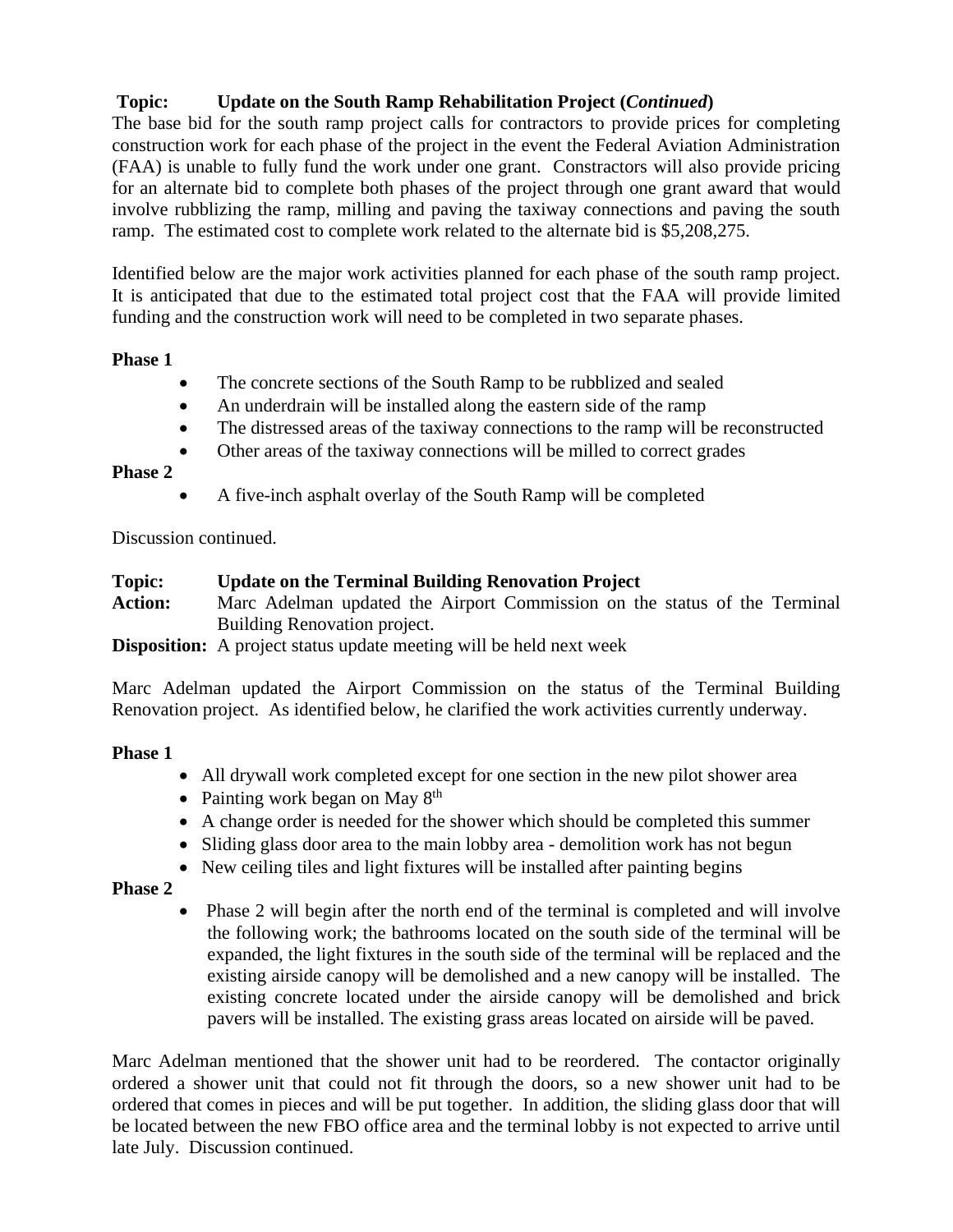**Topic: Update on the South Ramp Rehabilitation Project (*Continued*)**

The base bid for the south ramp project calls for contractors to provide prices for completing construction work for each phase of the project in the event the Federal Aviation Administration (FAA) is unable to fully fund the work under one grant. Constractors will also provide pricing for an alternate bid to complete both phases of the project through one grant award that would involve rubblizing the ramp, milling and paving the taxiway connections and paving the south ramp. The estimated cost to complete work related to the alternate bid is $5,208,275.

Identified below are the major work activities planned for each phase of the south ramp project. It is anticipated that due to the estimated total project cost that the FAA will provide limited funding and the construction work will need to be completed in two separate phases.

**Phase 1**

- The concrete sections of the South Ramp to be rubblized and sealed
- An underdrain will be installed along the eastern side of the ramp
- The distressed areas of the taxiway connections to the ramp will be reconstructed
- Other areas of the taxiway connections will be milled to correct grades

**Phase 2**

- A five-inch asphalt overlay of the South Ramp will be completed

Discussion continued.

**Topic: Update on the Terminal Building Renovation Project**

**Action:** Marc Adelman updated the Airport Commission on the status of the Terminal Building Renovation project.

**Disposition:** A project status update meeting will be held next week

Marc Adelman updated the Airport Commission on the status of the Terminal Building Renovation project. As identified below, he clarified the work activities currently underway.

**Phase 1**

- All drywall work completed except for one section in the new pilot shower area
- Painting work began on May 8th
- A change order is needed for the shower which should be completed this summer
- Sliding glass door area to the main lobby area - demolition work has not begun
- New ceiling tiles and light fixtures will be installed after painting begins

**Phase 2**

- Phase 2 will begin after the north end of the terminal is completed and will involve the following work; the bathrooms located on the south side of the terminal will be expanded, the light fixtures in the south side of the terminal will be replaced and the existing airside canopy will be demolished and a new canopy will be installed. The existing concrete located under the airside canopy will be demolished and brick pavers will be installed. The existing grass areas located on airside will be paved.

Marc Adelman mentioned that the shower unit had to be reordered. The contactor originally ordered a shower unit that could not fit through the doors, so a new shower unit had to be ordered that comes in pieces and will be put together. In addition, the sliding glass door that will be located between the new FBO office area and the terminal lobby is not expected to arrive until late July. Discussion continued.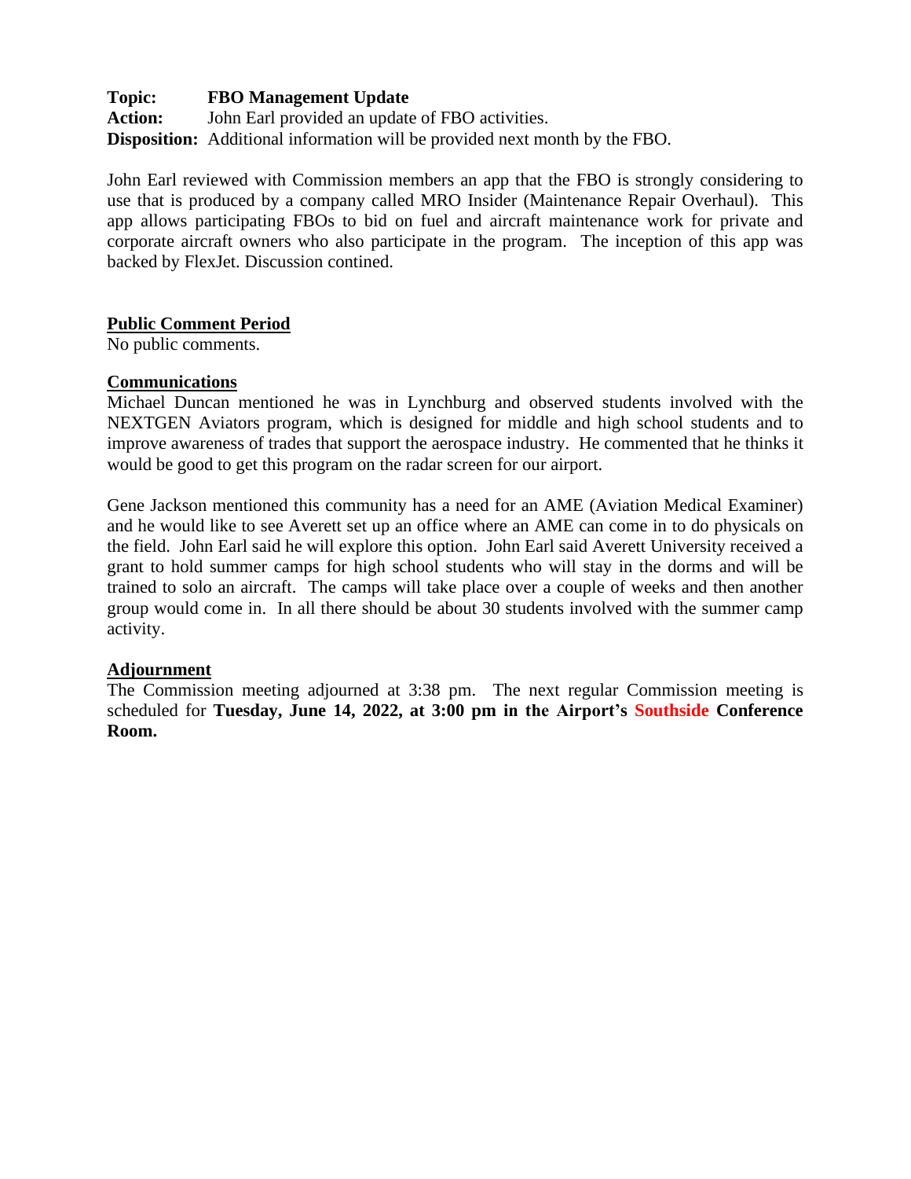**Topic:** **FBO Management Update**
**Action:** John Earl provided an update of FBO activities.
**Disposition:** Additional information will be provided next month by the FBO.

John Earl reviewed with Commission members an app that the FBO is strongly considering to use that is produced by a company called MRO Insider (Maintenance Repair Overhaul). This app allows participating FBOs to bid on fuel and aircraft maintenance work for private and corporate aircraft owners who also participate in the program. The inception of this app was backed by FlexJet. Discussion contined.

## Public Comment Period

No public comments.

## Communications

Michael Duncan mentioned he was in Lynchburg and observed students involved with the NEXTGEN Aviators program, which is designed for middle and high school students and to improve awareness of trades that support the aerospace industry. He commented that he thinks it would be good to get this program on the radar screen for our airport.

Gene Jackson mentioned this community has a need for an AME (Aviation Medical Examiner) and he would like to see Averett set up an office where an AME can come in to do physicals on the field. John Earl said he will explore this option. John Earl said Averett University received a grant to hold summer camps for high school students who will stay in the dorms and will be trained to solo an aircraft. The camps will take place over a couple of weeks and then another group would come in. In all there should be about 30 students involved with the summer camp activity.

## Adjournment

The Commission meeting adjourned at 3:38 pm. The next regular Commission meeting is scheduled for **Tuesday, June 14, 2022, at 3:00 pm in the Airport's Southside Conference Room.**